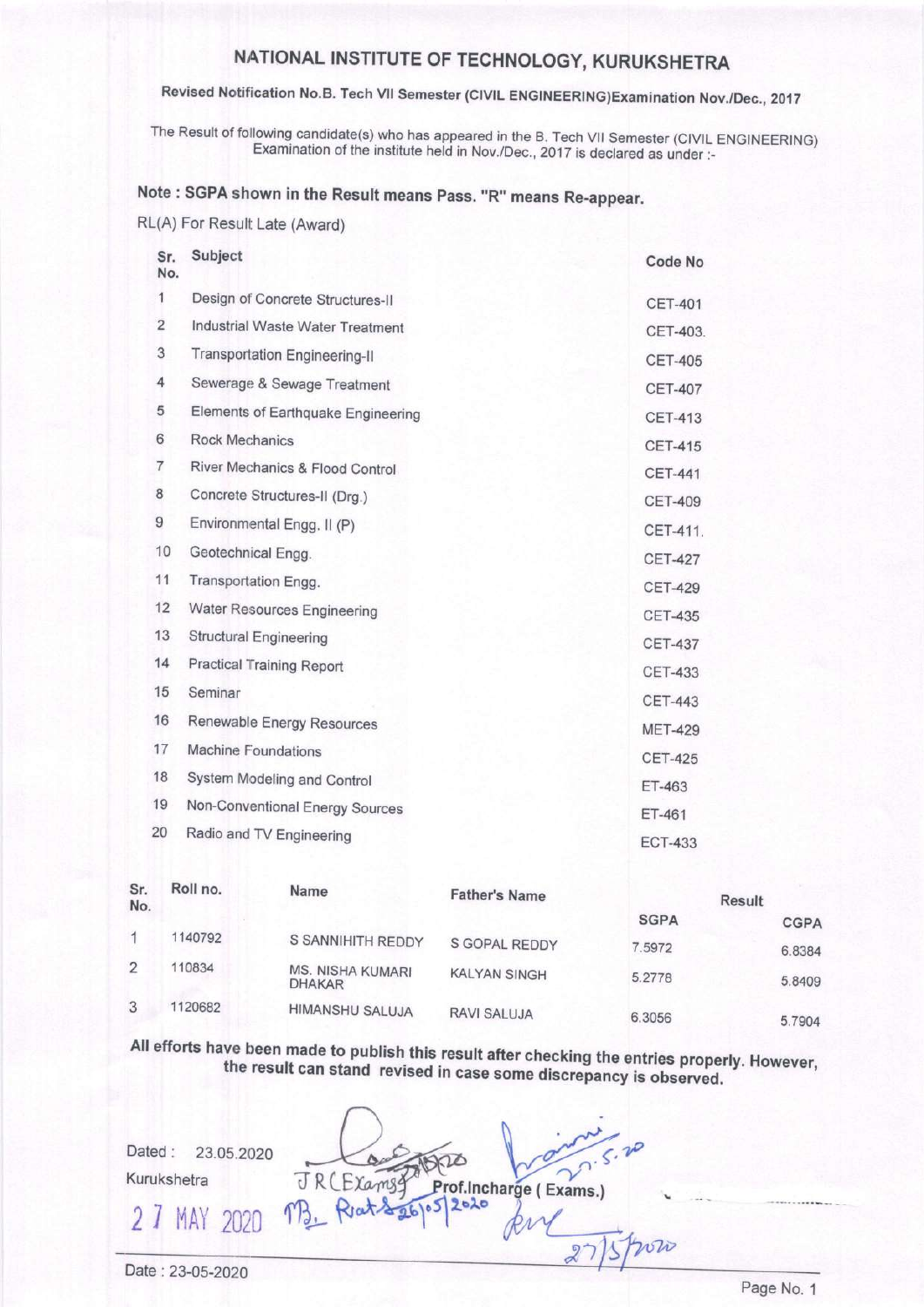# NATIONAL INSTITUTE OF TECHNOLOGY, KURUKSHETRA

## Revised Notification No.B. Tech VII Semester (CIVIL ENGINEERING)Examination Nov./Dec., 2017

The Result of following candidate(s) who has appeared in the B. Tech VII Semester (CIVIL ENGINEERING) Examination of the institute held in Nov./Dec., 2017 is declared as under :-

**Note : SGPA shown in the Result means Pass. "R" means Re-appear.**

RL(A) For Result Late (Award)

| Sr. No. | Subject | Code No |
|---|---|---|
| 1 | Design of Concrete Structures-II | CET-401 |
| 2 | Industrial Waste Water Treatment | CET-403. |
| 3 | Transportation Engineering-II | CET-405 |
| 4 | Sewerage & Sewage Treatment | CET-407 |
| 5 | Elements of Earthquake Engineering | CET-413 |
| 6 | Rock Mechanics | CET-415 |
| 7 | River Mechanics & Flood Control | CET-441 |
| 8 | Concrete Structures-II (Drg.) | CET-409 |
| 9 | Environmental Engg. II (P) | CET-411. |
| 10 | Geotechnical Engg. | CET-427 |
| 11 | Transportation Engg. | CET-429 |
| 12 | Water Resources Engineering | CET-435 |
| 13 | Structural Engineering | CET-437 |
| 14 | Practical Training Report | CET-433 |
| 15 | Seminar | CET-443 |
| 16 | Renewable Energy Resources | MET-429 |
| 17 | Machine Foundations | CET-425 |
| 18 | System Modeling and Control | ET-463 |
| 19 | Non-Conventional Energy Sources | ET-461 |
| 20 | Radio and TV Engineering | ECT-433 |

| Sr. No. | Roll no. | Name | Father's Name | Result | |
|---|---|---|---|---|---|
| | | | | SGPA | CGPA |
| 1 | 1140792 | S SANNIHITH REDDY | S GOPAL REDDY | 7.5972 | 6.8384 |
| 2 | 110834 | MS. NISHA KUMARI DHAKAR | KALYAN SINGH | 5.2778 | 5.8409 |
| 3 | 1120682 | HIMANSHU SALUJA | RAVI SALUJA | 6.3056 | 5.7904 |

**All efforts have been made to publish this result after checking the entries properly. However, the result can stand revised in case some discrepancy is observed.**

Dated : 23.05.2020

Kurukshetra

27 MAY 2020

JR(Exams) 26/5/2020

Prof.Incharge ( Exams.)

27.5.20

27/5/2020

Date : 23-05-2020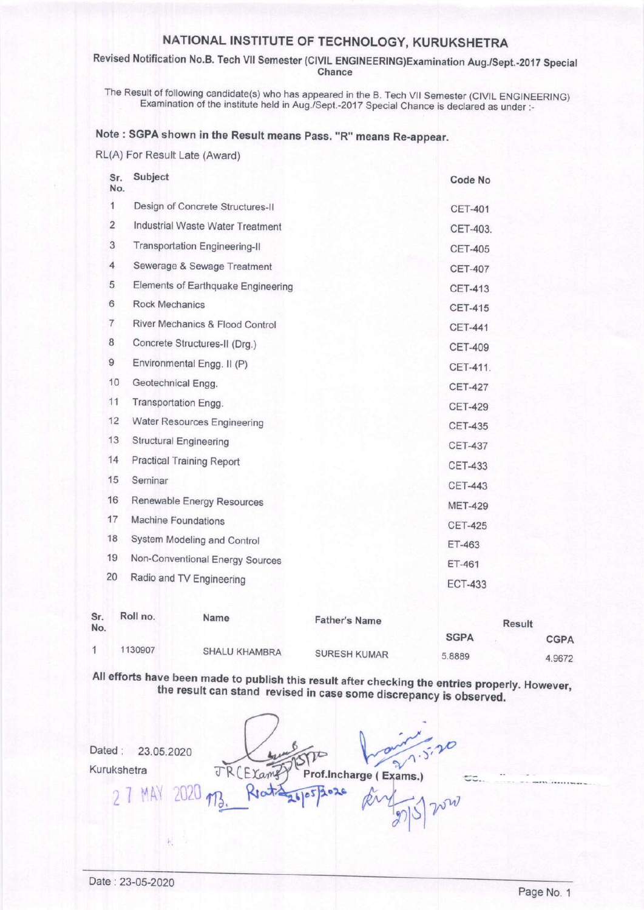# NATIONAL INSTITUTE OF TECHNOLOGY, KURUKSHETRA

## Revised Notification No.B. Tech VII Semester (CIVIL ENGINEERING)Examination Aug./Sept.-2017 Special Chance

The Result of following candidate(s) who has appeared in the B. Tech VII Semester (CIVIL ENGINEERING) Examination of the institute held in Aug./Sept.-2017 Special Chance is declared as under :-

**Note : SGPA shown in the Result means Pass. "R" means Re-appear.**

RL(A) For Result Late (Award)

| Sr. No. | Subject | Code No |
|---|---|---|
| 1 | Design of Concrete Structures-II | CET-401 |
| 2 | Industrial Waste Water Treatment | CET-403. |
| 3 | Transportation Engineering-II | CET-405 |
| 4 | Sewerage & Sewage Treatment | CET-407 |
| 5 | Elements of Earthquake Engineering | CET-413 |
| 6 | Rock Mechanics | CET-415 |
| 7 | River Mechanics & Flood Control | CET-441 |
| 8 | Concrete Structures-II (Drg.) | CET-409 |
| 9 | Environmental Engg. II (P) | CET-411. |
| 10 | Geotechnical Engg. | CET-427 |
| 11 | Transportation Engg. | CET-429 |
| 12 | Water Resources Engineering | CET-435 |
| 13 | Structural Engineering | CET-437 |
| 14 | Practical Training Report | CET-433 |
| 15 | Seminar | CET-443 |
| 16 | Renewable Energy Resources | MET-429 |
| 17 | Machine Foundations | CET-425 |
| 18 | System Modeling and Control | ET-463 |
| 19 | Non-Conventional Energy Sources | ET-461 |
| 20 | Radio and TV Engineering | ECT-433 |

| Sr. No. | Roll no. | Name | Father's Name | Result | |
|---|---|---|---|---|---|
| | | | | SGPA | CGPA |
| 1 | 1130907 | SHALU KHAMBRA | SURESH KUMAR | 5.8889 | 4.9672 |

**All efforts have been made to publish this result after checking the entries properly. However, the result can stand revised in case some discrepancy is observed.**

Dated : 23.05.2020

Kurukshetra

27 MAY 2020

JR(Exams) 25/5/20

Prof.Incharge ( Exams.)

Date : 23-05-2020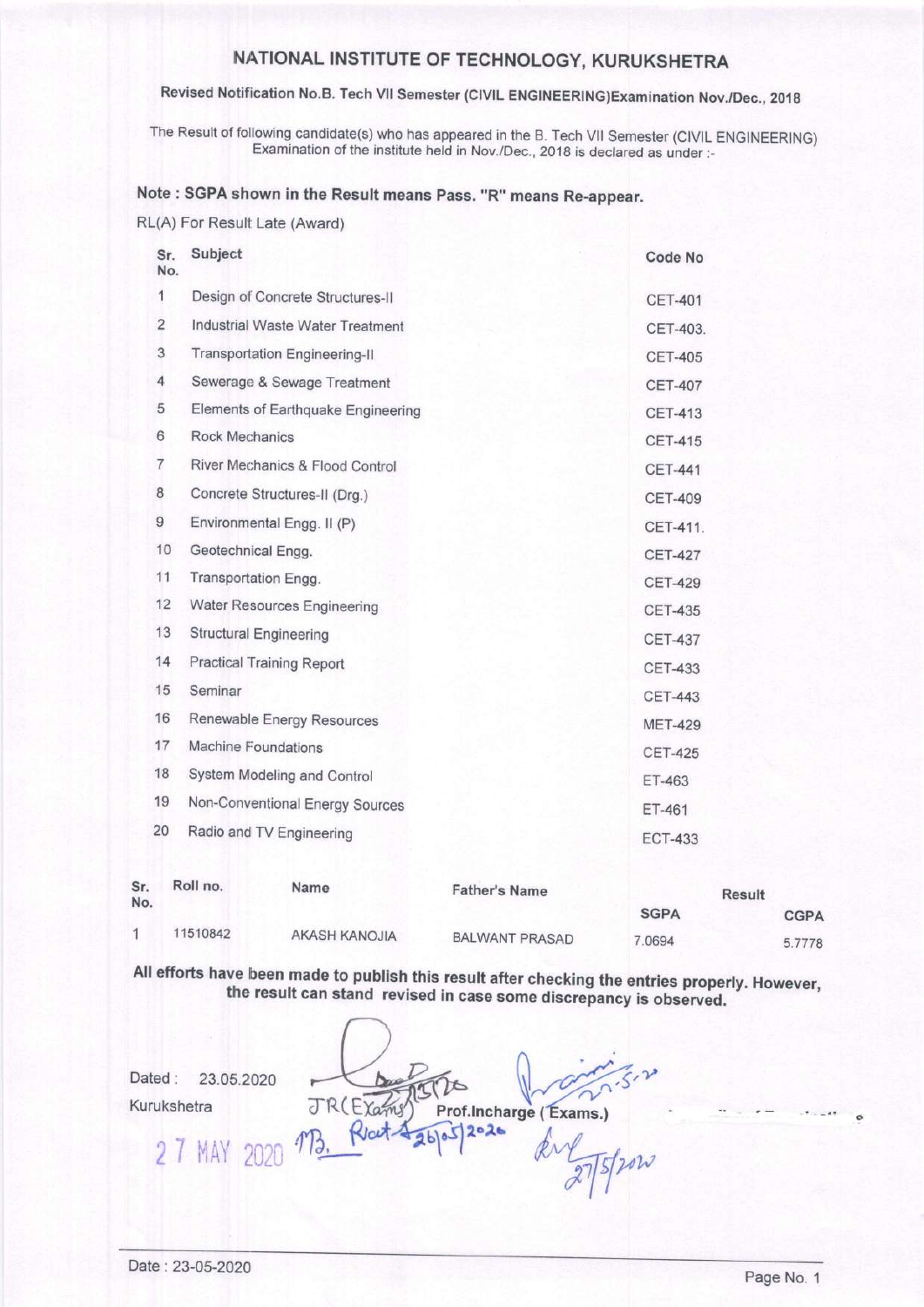# NATIONAL INSTITUTE OF TECHNOLOGY, KURUKSHETRA

### Revised Notification No.B. Tech VII Semester (CIVIL ENGINEERING)Examination Nov./Dec., 2018

The Result of following candidate(s) who has appeared in the B. Tech VII Semester (CIVIL ENGINEERING) Examination of the institute held in Nov./Dec., 2018 is declared as under :-

**Note : SGPA shown in the Result means Pass. "R" means Re-appear.**

RL(A) For Result Late (Award)

| Sr. No. | Subject | Code No |
|---|---|---|
| 1 | Design of Concrete Structures-II | CET-401 |
| 2 | Industrial Waste Water Treatment | CET-403. |
| 3 | Transportation Engineering-II | CET-405 |
| 4 | Sewerage & Sewage Treatment | CET-407 |
| 5 | Elements of Earthquake Engineering | CET-413 |
| 6 | Rock Mechanics | CET-415 |
| 7 | River Mechanics & Flood Control | CET-441 |
| 8 | Concrete Structures-II (Drg.) | CET-409 |
| 9 | Environmental Engg. II (P) | CET-411. |
| 10 | Geotechnical Engg. | CET-427 |
| 11 | Transportation Engg. | CET-429 |
| 12 | Water Resources Engineering | CET-435 |
| 13 | Structural Engineering | CET-437 |
| 14 | Practical Training Report | CET-433 |
| 15 | Seminar | CET-443 |
| 16 | Renewable Energy Resources | MET-429 |
| 17 | Machine Foundations | CET-425 |
| 18 | System Modeling and Control | ET-463 |
| 19 | Non-Conventional Energy Sources | ET-461 |
| 20 | Radio and TV Engineering | ECT-433 |

| Sr. No. | Roll no. | Name | Father's Name | Result SGPA | Result CGPA |
|---|---|---|---|---|---|
| 1 | 11510842 | AKASH KANOJIA | BALWANT PRASAD | 7.0694 | 5.7778 |

**All efforts have been made to publish this result after checking the entries properly. However, the result can stand revised in case some discrepancy is observed.**

Dated : 23.05.2020

Kurukshetra

JR(Exams) 25/5/20

Prof.Incharge (Exams.) 25-5-20

27 MAY 2020

Date : 23-05-2020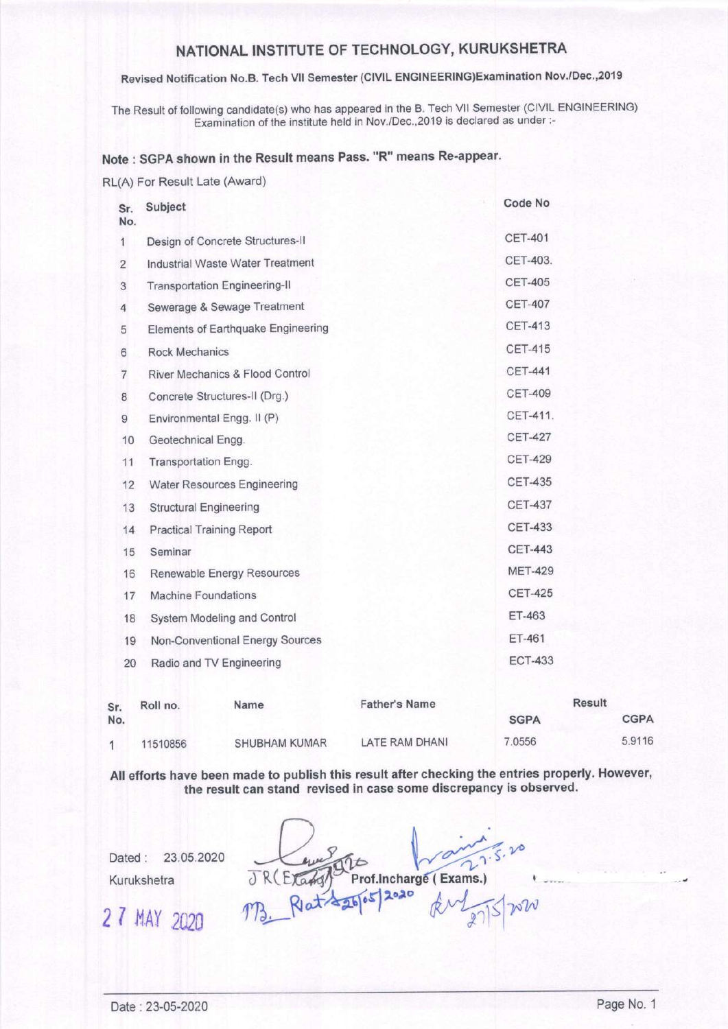# NATIONAL INSTITUTE OF TECHNOLOGY, KURUKSHETRA

**Revised Notification No.B. Tech VII Semester (CIVIL ENGINEERING)Examination Nov./Dec.,2019**

The Result of following candidate(s) who has appeared in the B. Tech VII Semester (CIVIL ENGINEERING) Examination of the institute held in Nov./Dec.,2019 is declared as under :-

**Note : SGPA shown in the Result means Pass. "R" means Re-appear.**

RL(A) For Result Late (Award)

| Sr. No. | Subject | Code No |
|---|---|---|
| 1 | Design of Concrete Structures-II | CET-401 |
| 2 | Industrial Waste Water Treatment | CET-403. |
| 3 | Transportation Engineering-II | CET-405 |
| 4 | Sewerage & Sewage Treatment | CET-407 |
| 5 | Elements of Earthquake Engineering | CET-413 |
| 6 | Rock Mechanics | CET-415 |
| 7 | River Mechanics & Flood Control | CET-441 |
| 8 | Concrete Structures-II (Drg.) | CET-409 |
| 9 | Environmental Engg. II (P) | CET-411. |
| 10 | Geotechnical Engg. | CET-427 |
| 11 | Transportation Engg. | CET-429 |
| 12 | Water Resources Engineering | CET-435 |
| 13 | Structural Engineering | CET-437 |
| 14 | Practical Training Report | CET-433 |
| 15 | Seminar | CET-443 |
| 16 | Renewable Energy Resources | MET-429 |
| 17 | Machine Foundations | CET-425 |
| 18 | System Modeling and Control | ET-463 |
| 19 | Non-Conventional Energy Sources | ET-461 |
| 20 | Radio and TV Engineering | ECT-433 |

| Sr. No. | Roll no. | Name | Father's Name | Result | |
|---|---|---|---|---|---|
| | | | | SGPA | CGPA |
| 1 | 11510856 | SHUBHAM KUMAR | LATE RAM DHANI | 7.0556 | 5.9116 |

**All efforts have been made to publish this result after checking the entries properly. However, the result can stand revised in case some discrepancy is observed.**

Dated : 23.05.2020

Kurukshetra

27 MAY 2020

JR(Exams) 26/05/2020

MB. Rat 26/05/2020

**Prof.Incharge ( Exams.)**

27.5.20

27/5/2020

Date : 23-05-2020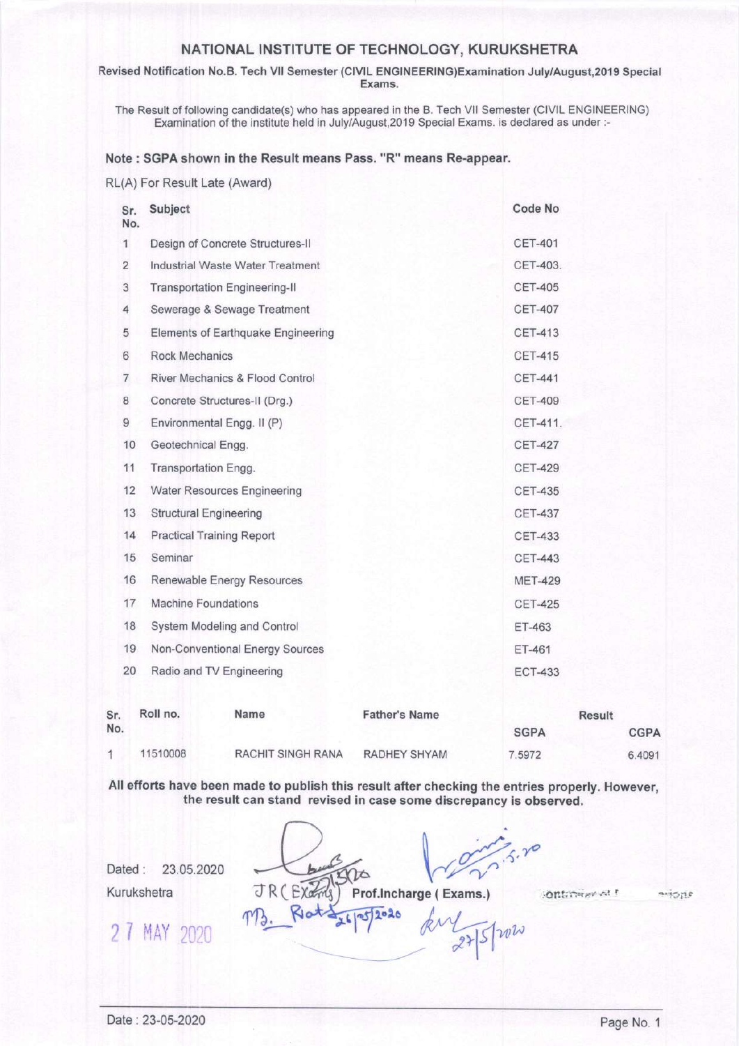# NATIONAL INSTITUTE OF TECHNOLOGY, KURUKSHETRA

**Revised Notification No.B. Tech VII Semester (CIVIL ENGINEERING)Examination July/August,2019 Special Exams.**

The Result of following candidate(s) who has appeared in the B. Tech VII Semester (CIVIL ENGINEERING) Examination of the institute held in July/August,2019 Special Exams. is declared as under :-

**Note : SGPA shown in the Result means Pass. "R" means Re-appear.**

RL(A) For Result Late (Award)

| Sr. No. | Subject | Code No |
|---|---|---|
| 1 | Design of Concrete Structures-II | CET-401 |
| 2 | Industrial Waste Water Treatment | CET-403. |
| 3 | Transportation Engineering-II | CET-405 |
| 4 | Sewerage & Sewage Treatment | CET-407 |
| 5 | Elements of Earthquake Engineering | CET-413 |
| 6 | Rock Mechanics | CET-415 |
| 7 | River Mechanics & Flood Control | CET-441 |
| 8 | Concrete Structures-II (Drg.) | CET-409 |
| 9 | Environmental Engg. II (P) | CET-411. |
| 10 | Geotechnical Engg. | CET-427 |
| 11 | Transportation Engg. | CET-429 |
| 12 | Water Resources Engineering | CET-435 |
| 13 | Structural Engineering | CET-437 |
| 14 | Practical Training Report | CET-433 |
| 15 | Seminar | CET-443 |
| 16 | Renewable Energy Resources | MET-429 |
| 17 | Machine Foundations | CET-425 |
| 18 | System Modeling and Control | ET-463 |
| 19 | Non-Conventional Energy Sources | ET-461 |
| 20 | Radio and TV Engineering | ECT-433 |

| Sr. No. | Roll no. | Name | Father's Name | Result | |
|---|---|---|---|---|---|
| | | | | SGPA | CGPA |
| 1 | 11510008 | RACHIT SINGH RANA | RADHEY SHYAM | 7.5972 | 6.4091 |

**All efforts have been made to publish this result after checking the entries properly. However, the result can stand revised in case some discrepancy is observed.**

Dated : 23.05.2020

Kurukshetra

27 MAY 2020

JR (Exams) Prof.Incharge ( Exams.) Controller of Examinations

Date : 23-05-2020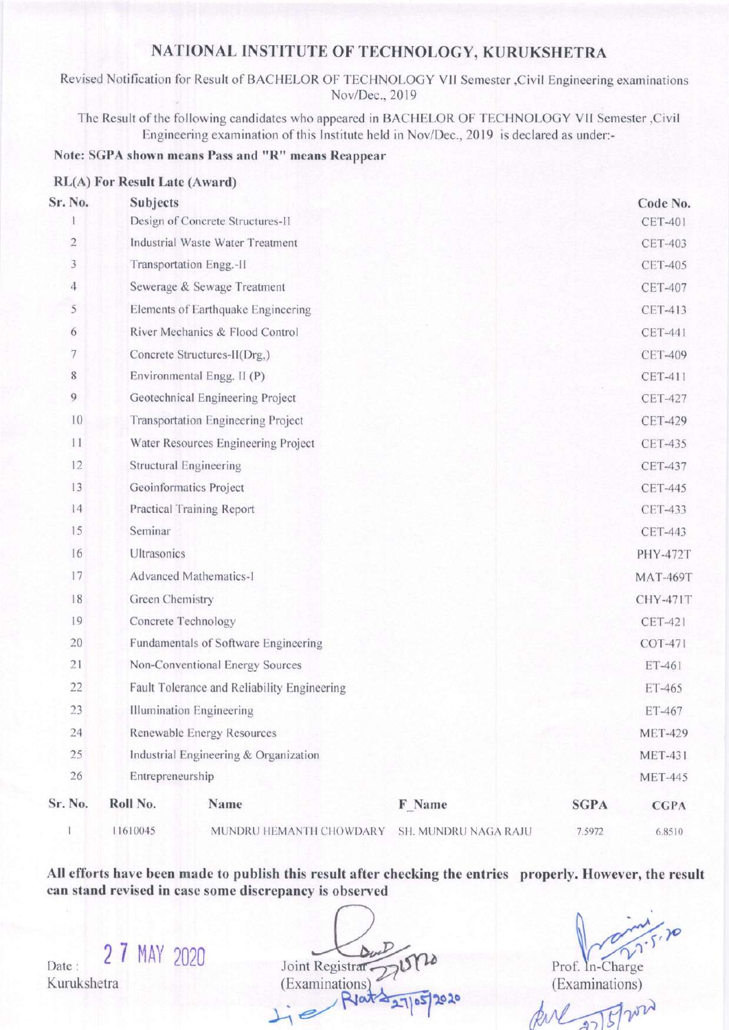# NATIONAL INSTITUTE OF TECHNOLOGY, KURUKSHETRA

Revised Notification for Result of BACHELOR OF TECHNOLOGY VII Semester ,Civil Engineering examinations Nov/Dec., 2019

The Result of the following candidates who appeared in BACHELOR OF TECHNOLOGY VII Semester ,Civil Engineering examination of this Institute held in Nov/Dec., 2019 is declared as under:-

**Note: SGPA shown means Pass and "R" means Reappear**

**RL(A) For Result Late (Award)**

| Sr. No. | Subjects | Code No. |
|---|---|---|
| 1 | Design of Concrete Structures-II | CET-401 |
| 2 | Industrial Waste Water Treatment | CET-403 |
| 3 | Transportation Engg.-II | CET-405 |
| 4 | Sewerage & Sewage Treatment | CET-407 |
| 5 | Elements of Earthquake Engineering | CET-413 |
| 6 | River Mechanics & Flood Control | CET-441 |
| 7 | Concrete Structures-II(Drg,) | CET-409 |
| 8 | Environmental Engg. II (P) | CET-411 |
| 9 | Geotechnical Engineering Project | CET-427 |
| 10 | Transportation Engineering Project | CET-429 |
| 11 | Water Resources Engineering Project | CET-435 |
| 12 | Structural Engineering | CET-437 |
| 13 | Geoinformatics Project | CET-445 |
| 14 | Practical Training Report | CET-433 |
| 15 | Seminar | CET-443 |
| 16 | Ultrasonics | PHY-472T |
| 17 | Advanced Mathematics-I | MAT-469T |
| 18 | Green Chemistry | CHY-471T |
| 19 | Concrete Technology | CET-421 |
| 20 | Fundamentals of Software Engineering | COT-471 |
| 21 | Non-Conventional Energy Sources | ET-461 |
| 22 | Fault Tolerance and Reliability Engineering | ET-465 |
| 23 | Illumination Engineering | ET-467 |
| 24 | Renewable Energy Resources | MET-429 |
| 25 | Industrial Engineering & Organization | MET-431 |
| 26 | Entrepreneurship | MET-445 |

| Sr. No. | Roll No. | Name | F_Name | SGPA | CGPA |
|---|---|---|---|---|---|
| 1 | 11610045 | MUNDRU HEMANTH CHOWDARY | SH. MUNDRU NAGA RAJU | 7.5972 | 6.8510 |

**All efforts have been made to publish this result after checking the entries properly. However, the result can stand revised in case some discrepancy is observed**

Date : 27 MAY 2020
Kurukshetra

Joint Registrar
(Examinations)

Prof. In-Charge
(Examinations)